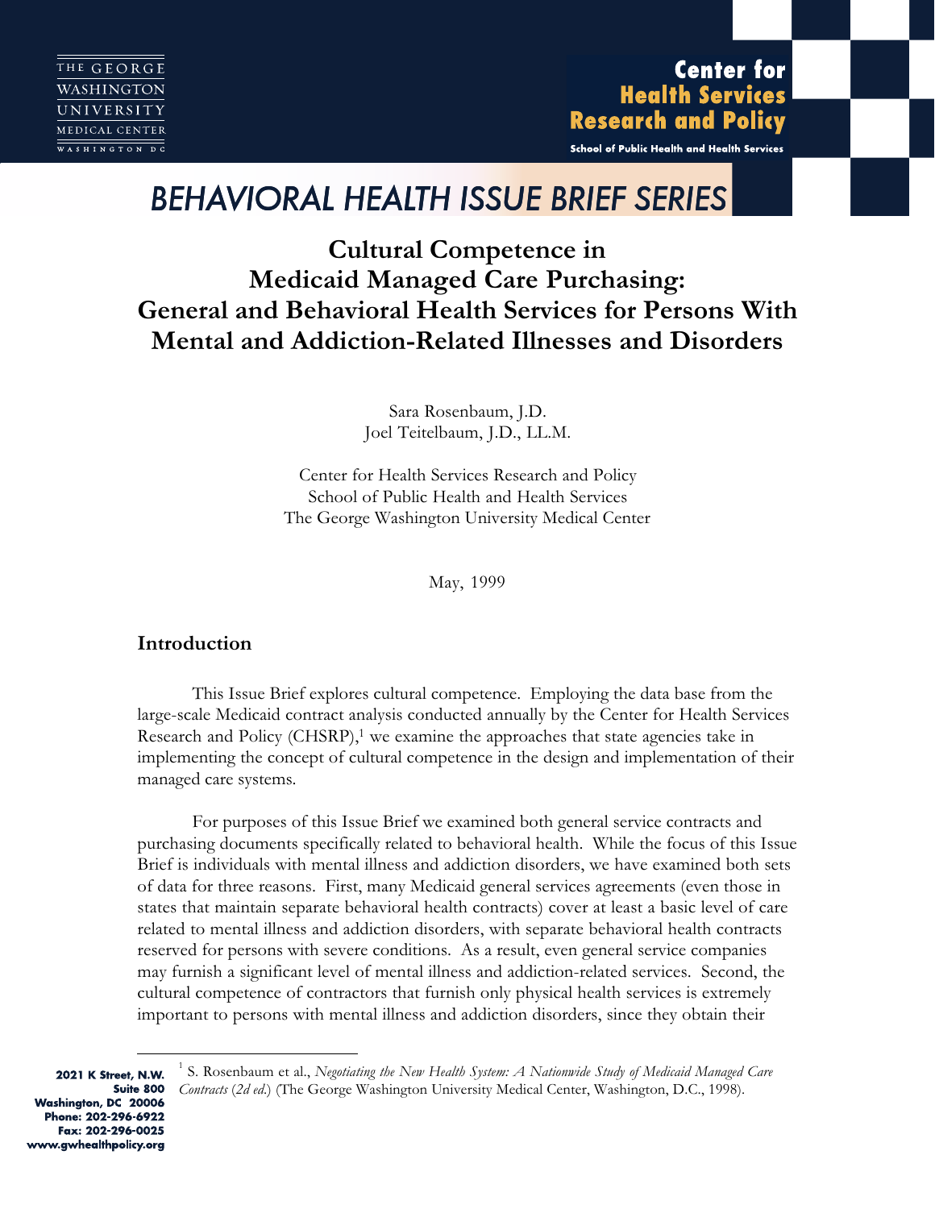THE GEORGE WASHINGTON UNIVERSITY MEDICAL CENTER WASHINGTON DC

Center for Health Services Research and Policy

School of Public Health and Health Services

BEHAVIORAL HEALTH ISSUE BRIEF SERIES

# Cultural Competence in Medicaid Managed Care Purchasing: General and Behavioral Health Services for Persons With Mental and Addiction-Related Illnesses and Disorders

Sara Rosenbaum, J.D.
Joel Teitelbaum, J.D., LL.M.

Center for Health Services Research and Policy
School of Public Health and Health Services
The George Washington University Medical Center

May, 1999

## Introduction

This Issue Brief explores cultural competence. Employing the data base from the large-scale Medicaid contract analysis conducted annually by the Center for Health Services Research and Policy (CHSRP),[1] we examine the approaches that state agencies take in implementing the concept of cultural competence in the design and implementation of their managed care systems.

For purposes of this Issue Brief we examined both general service contracts and purchasing documents specifically related to behavioral health. While the focus of this Issue Brief is individuals with mental illness and addiction disorders, we have examined both sets of data for three reasons. First, many Medicaid general services agreements (even those in states that maintain separate behavioral health contracts) cover at least a basic level of care related to mental illness and addiction disorders, with separate behavioral health contracts reserved for persons with severe conditions. As a result, even general service companies may furnish a significant level of mental illness and addiction-related services. Second, the cultural competence of contractors that furnish only physical health services is extremely important to persons with mental illness and addiction disorders, since they obtain their

[1] S. Rosenbaum et al., *Negotiating the New Health System: A Nationwide Study of Medicaid Managed Care Contracts* (*2d ed.*) (The George Washington University Medical Center, Washington, D.C., 1998).

2021 K Street, N.W.
Suite 800
Washington, DC 20006
Phone: 202-296-6922
Fax: 202-296-0025
www.gwhealthpolicy.org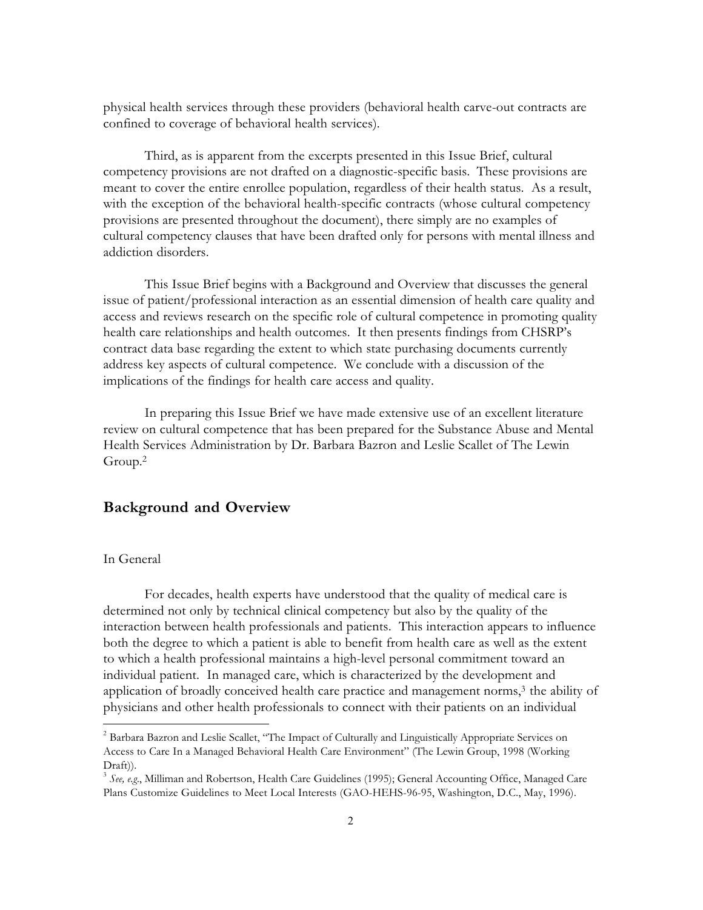physical health services through these providers (behavioral health carve-out contracts are confined to coverage of behavioral health services).

Third, as is apparent from the excerpts presented in this Issue Brief, cultural competency provisions are not drafted on a diagnostic-specific basis. These provisions are meant to cover the entire enrollee population, regardless of their health status. As a result, with the exception of the behavioral health-specific contracts (whose cultural competency provisions are presented throughout the document), there simply are no examples of cultural competency clauses that have been drafted only for persons with mental illness and addiction disorders.

This Issue Brief begins with a Background and Overview that discusses the general issue of patient/professional interaction as an essential dimension of health care quality and access and reviews research on the specific role of cultural competence in promoting quality health care relationships and health outcomes. It then presents findings from CHSRP's contract data base regarding the extent to which state purchasing documents currently address key aspects of cultural competence. We conclude with a discussion of the implications of the findings for health care access and quality.

In preparing this Issue Brief we have made extensive use of an excellent literature review on cultural competence that has been prepared for the Substance Abuse and Mental Health Services Administration by Dr. Barbara Bazron and Leslie Scallet of The Lewin Group.[2]

## Background and Overview

In General

For decades, health experts have understood that the quality of medical care is determined not only by technical clinical competency but also by the quality of the interaction between health professionals and patients. This interaction appears to influence both the degree to which a patient is able to benefit from health care as well as the extent to which a health professional maintains a high-level personal commitment toward an individual patient. In managed care, which is characterized by the development and application of broadly conceived health care practice and management norms,[3] the ability of physicians and other health professionals to connect with their patients on an individual

---

[2] Barbara Bazron and Leslie Scallet, "The Impact of Culturally and Linguistically Appropriate Services on Access to Care In a Managed Behavioral Health Care Environment" (The Lewin Group, 1998 (Working Draft)).

[3] *See, e.g.*, Milliman and Robertson, Health Care Guidelines (1995); General Accounting Office, Managed Care Plans Customize Guidelines to Meet Local Interests (GAO-HEHS-96-95, Washington, D.C., May, 1996).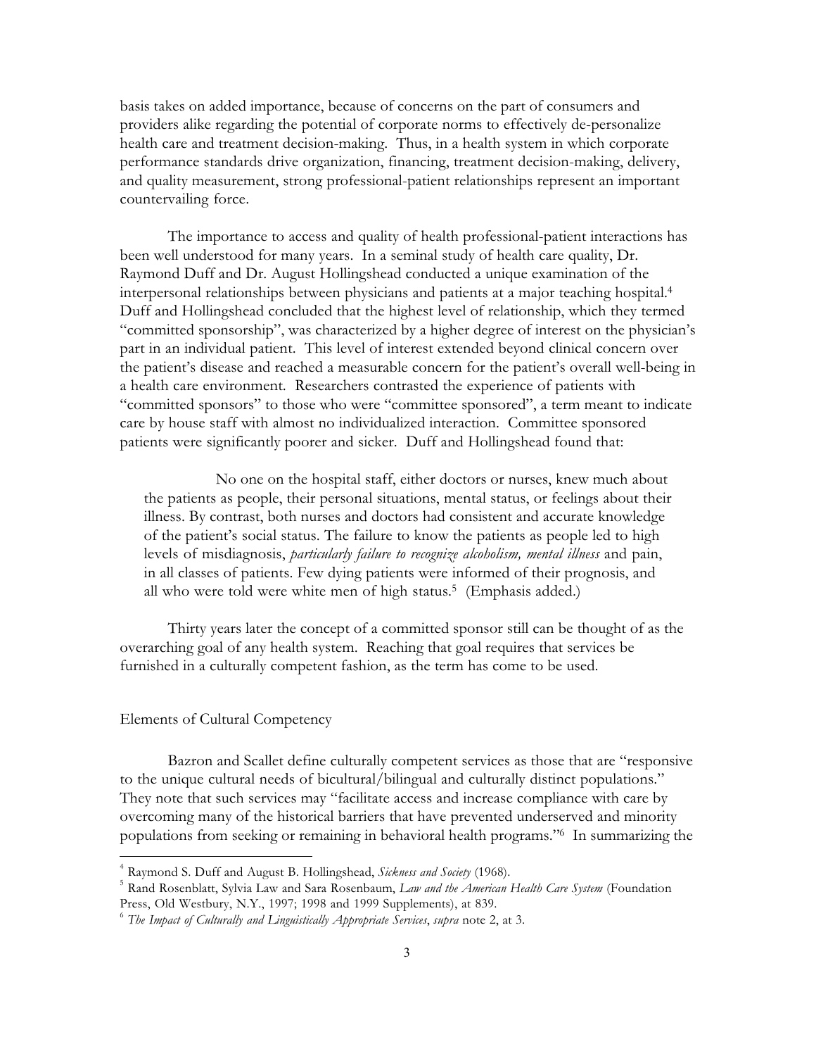basis takes on added importance, because of concerns on the part of consumers and providers alike regarding the potential of corporate norms to effectively de-personalize health care and treatment decision-making. Thus, in a health system in which corporate performance standards drive organization, financing, treatment decision-making, delivery, and quality measurement, strong professional-patient relationships represent an important countervailing force.

The importance to access and quality of health professional-patient interactions has been well understood for many years. In a seminal study of health care quality, Dr. Raymond Duff and Dr. August Hollingshead conducted a unique examination of the interpersonal relationships between physicians and patients at a major teaching hospital.[4] Duff and Hollingshead concluded that the highest level of relationship, which they termed "committed sponsorship", was characterized by a higher degree of interest on the physician's part in an individual patient. This level of interest extended beyond clinical concern over the patient's disease and reached a measurable concern for the patient's overall well-being in a health care environment. Researchers contrasted the experience of patients with "committed sponsors" to those who were "committee sponsored", a term meant to indicate care by house staff with almost no individualized interaction. Committee sponsored patients were significantly poorer and sicker. Duff and Hollingshead found that:

> No one on the hospital staff, either doctors or nurses, knew much about the patients as people, their personal situations, mental status, or feelings about their illness. By contrast, both nurses and doctors had consistent and accurate knowledge of the patient's social status. The failure to know the patients as people led to high levels of misdiagnosis, *particularly failure to recognize alcoholism, mental illness* and pain, in all classes of patients. Few dying patients were informed of their prognosis, and all who were told were white men of high status.[5] (Emphasis added.)

Thirty years later the concept of a committed sponsor still can be thought of as the overarching goal of any health system. Reaching that goal requires that services be furnished in a culturally competent fashion, as the term has come to be used.

## Elements of Cultural Competency

Bazron and Scallet define culturally competent services as those that are "responsive to the unique cultural needs of bicultural/bilingual and culturally distinct populations." They note that such services may "facilitate access and increase compliance with care by overcoming many of the historical barriers that have prevented underserved and minority populations from seeking or remaining in behavioral health programs."[6] In summarizing the

---

[4] Raymond S. Duff and August B. Hollingshead, *Sickness and Society* (1968).

[5] Rand Rosenblatt, Sylvia Law and Sara Rosenbaum, *Law and the American Health Care System* (Foundation Press, Old Westbury, N.Y., 1997; 1998 and 1999 Supplements), at 839.

[6] *The Impact of Culturally and Linguistically Appropriate Services*, *supra* note 2, at 3.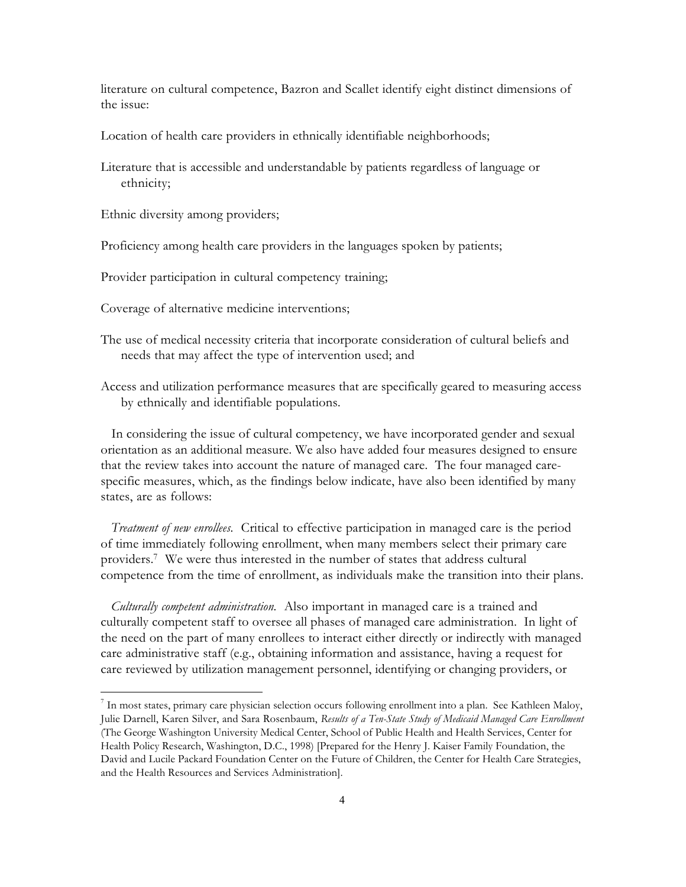literature on cultural competence, Bazron and Scallet identify eight distinct dimensions of the issue:

Location of health care providers in ethnically identifiable neighborhoods;

Literature that is accessible and understandable by patients regardless of language or ethnicity;

Ethnic diversity among providers;

Proficiency among health care providers in the languages spoken by patients;

Provider participation in cultural competency training;

Coverage of alternative medicine interventions;

The use of medical necessity criteria that incorporate consideration of cultural beliefs and needs that may affect the type of intervention used; and

Access and utilization performance measures that are specifically geared to measuring access by ethnically and identifiable populations.

In considering the issue of cultural competency, we have incorporated gender and sexual orientation as an additional measure. We also have added four measures designed to ensure that the review takes into account the nature of managed care. The four managed care-specific measures, which, as the findings below indicate, have also been identified by many states, are as follows:

*Treatment of new enrollees.* Critical to effective participation in managed care is the period of time immediately following enrollment, when many members select their primary care providers.[7] We were thus interested in the number of states that address cultural competence from the time of enrollment, as individuals make the transition into their plans.

*Culturally competent administration.* Also important in managed care is a trained and culturally competent staff to oversee all phases of managed care administration. In light of the need on the part of many enrollees to interact either directly or indirectly with managed care administrative staff (e.g., obtaining information and assistance, having a request for care reviewed by utilization management personnel, identifying or changing providers, or

[7] In most states, primary care physician selection occurs following enrollment into a plan. See Kathleen Maloy, Julie Darnell, Karen Silver, and Sara Rosenbaum, *Results of a Ten-State Study of Medicaid Managed Care Enrollment* (The George Washington University Medical Center, School of Public Health and Health Services, Center for Health Policy Research, Washington, D.C., 1998) [Prepared for the Henry J. Kaiser Family Foundation, the David and Lucile Packard Foundation Center on the Future of Children, the Center for Health Care Strategies, and the Health Resources and Services Administration].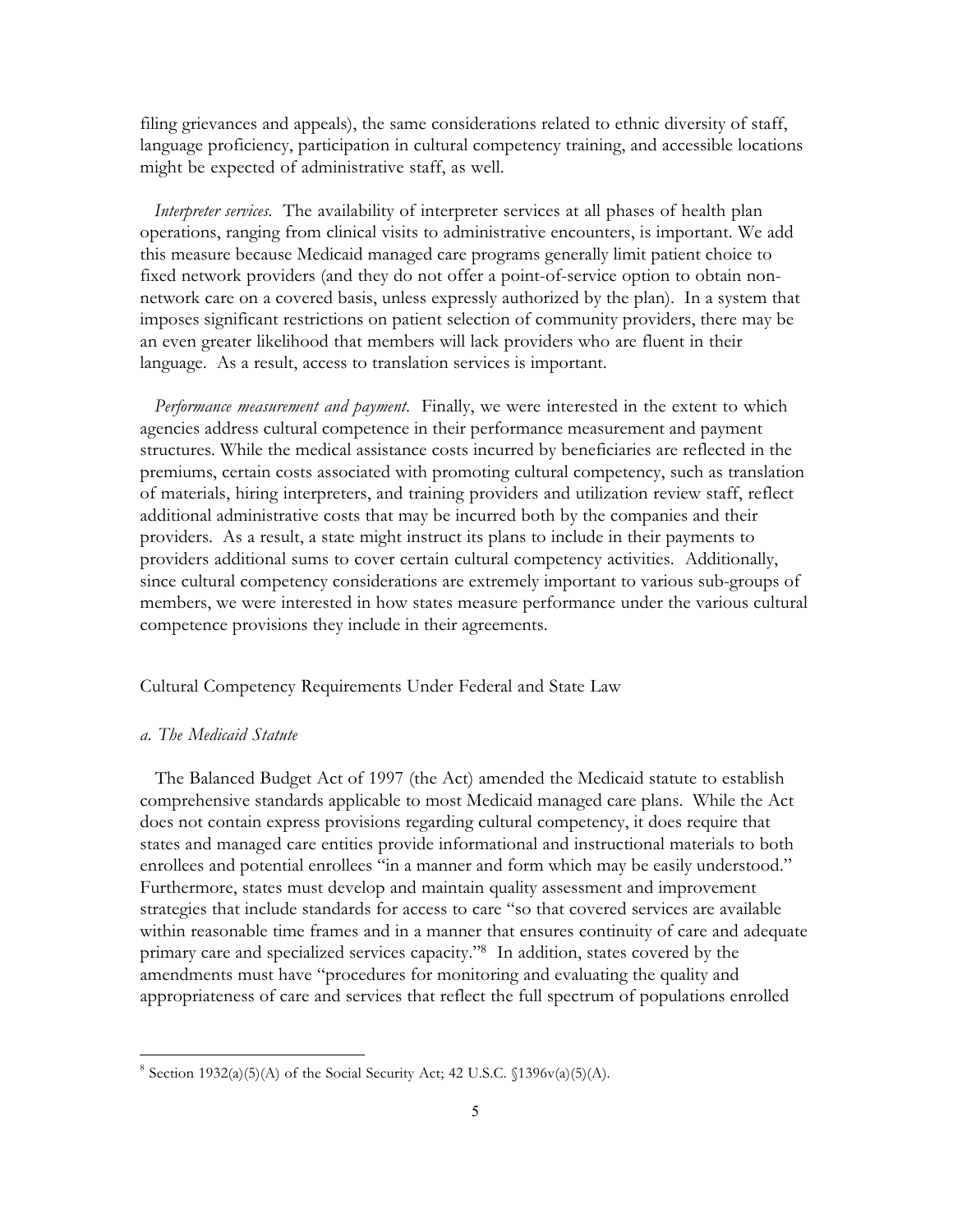filing grievances and appeals), the same considerations related to ethnic diversity of staff, language proficiency, participation in cultural competency training, and accessible locations might be expected of administrative staff, as well.

*Interpreter services.* The availability of interpreter services at all phases of health plan operations, ranging from clinical visits to administrative encounters, is important. We add this measure because Medicaid managed care programs generally limit patient choice to fixed network providers (and they do not offer a point-of-service option to obtain non-network care on a covered basis, unless expressly authorized by the plan). In a system that imposes significant restrictions on patient selection of community providers, there may be an even greater likelihood that members will lack providers who are fluent in their language. As a result, access to translation services is important.

*Performance measurement and payment.* Finally, we were interested in the extent to which agencies address cultural competence in their performance measurement and payment structures. While the medical assistance costs incurred by beneficiaries are reflected in the premiums, certain costs associated with promoting cultural competency, such as translation of materials, hiring interpreters, and training providers and utilization review staff, reflect additional administrative costs that may be incurred both by the companies and their providers. As a result, a state might instruct its plans to include in their payments to providers additional sums to cover certain cultural competency activities. Additionally, since cultural competency considerations are extremely important to various sub-groups of members, we were interested in how states measure performance under the various cultural competence provisions they include in their agreements.

## Cultural Competency Requirements Under Federal and State Law

### *a. The Medicaid Statute*

The Balanced Budget Act of 1997 (the Act) amended the Medicaid statute to establish comprehensive standards applicable to most Medicaid managed care plans. While the Act does not contain express provisions regarding cultural competency, it does require that states and managed care entities provide informational and instructional materials to both enrollees and potential enrollees "in a manner and form which may be easily understood." Furthermore, states must develop and maintain quality assessment and improvement strategies that include standards for access to care "so that covered services are available within reasonable time frames and in a manner that ensures continuity of care and adequate primary care and specialized services capacity."[8] In addition, states covered by the amendments must have "procedures for monitoring and evaluating the quality and appropriateness of care and services that reflect the full spectrum of populations enrolled

[8] Section 1932(a)(5)(A) of the Social Security Act; 42 U.S.C. §1396v(a)(5)(A).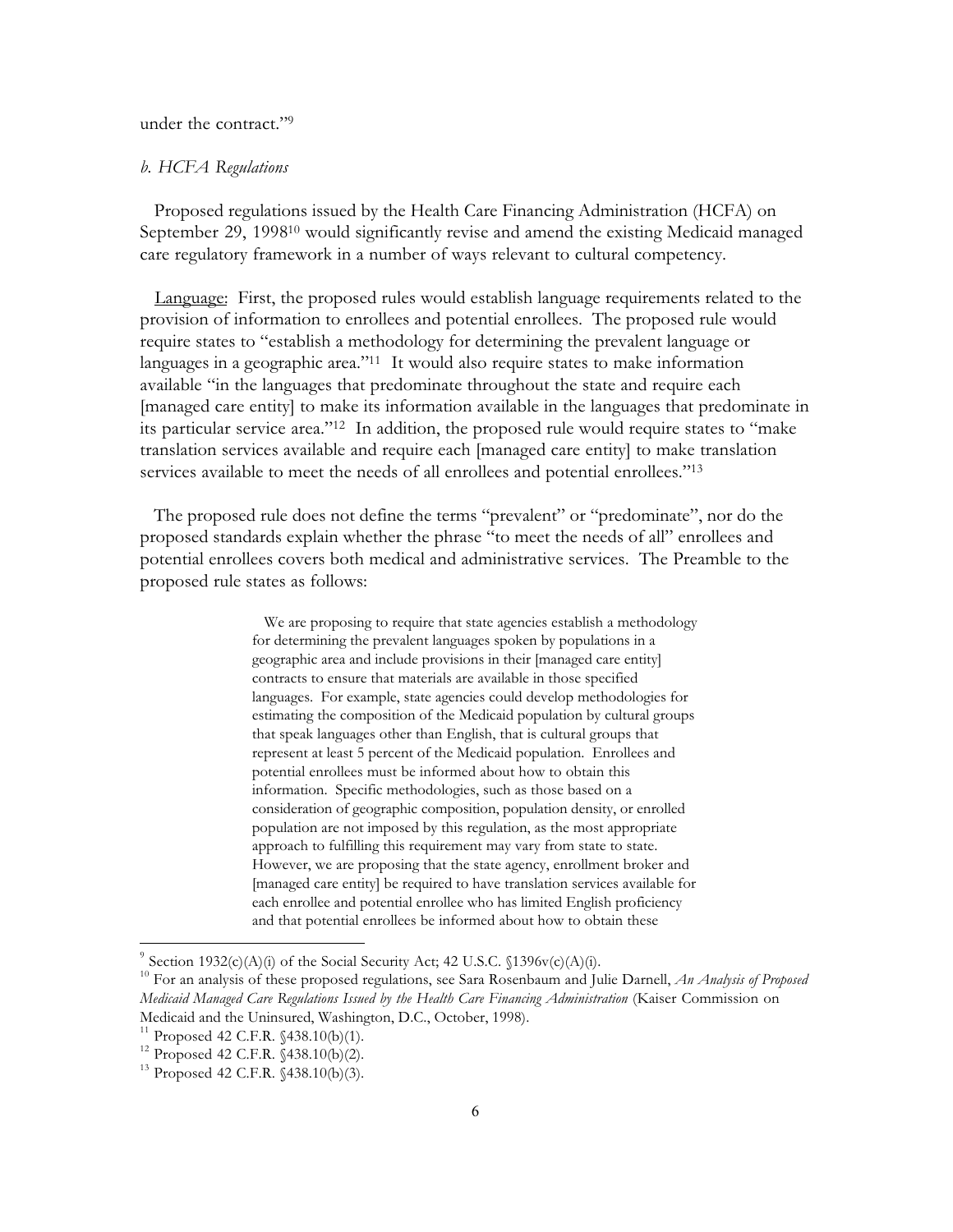under the contract."[9]

*b. HCFA Regulations*

Proposed regulations issued by the Health Care Financing Administration (HCFA) on September 29, 1998[10] would significantly revise and amend the existing Medicaid managed care regulatory framework in a number of ways relevant to cultural competency.

Language: First, the proposed rules would establish language requirements related to the provision of information to enrollees and potential enrollees. The proposed rule would require states to "establish a methodology for determining the prevalent language or languages in a geographic area."[11] It would also require states to make information available "in the languages that predominate throughout the state and require each [managed care entity] to make its information available in the languages that predominate in its particular service area."[12] In addition, the proposed rule would require states to "make translation services available and require each [managed care entity] to make translation services available to meet the needs of all enrollees and potential enrollees."[13]

The proposed rule does not define the terms "prevalent" or "predominate", nor do the proposed standards explain whether the phrase "to meet the needs of all" enrollees and potential enrollees covers both medical and administrative services. The Preamble to the proposed rule states as follows:

> We are proposing to require that state agencies establish a methodology for determining the prevalent languages spoken by populations in a geographic area and include provisions in their [managed care entity] contracts to ensure that materials are available in those specified languages. For example, state agencies could develop methodologies for estimating the composition of the Medicaid population by cultural groups that speak languages other than English, that is cultural groups that represent at least 5 percent of the Medicaid population. Enrollees and potential enrollees must be informed about how to obtain this information. Specific methodologies, such as those based on a consideration of geographic composition, population density, or enrolled population are not imposed by this regulation, as the most appropriate approach to fulfilling this requirement may vary from state to state. However, we are proposing that the state agency, enrollment broker and [managed care entity] be required to have translation services available for each enrollee and potential enrollee who has limited English proficiency and that potential enrollees be informed about how to obtain these

---

[9] Section 1932(c)(A)(i) of the Social Security Act; 42 U.S.C. §1396v(c)(A)(i).

[10] For an analysis of these proposed regulations, see Sara Rosenbaum and Julie Darnell, *An Analysis of Proposed Medicaid Managed Care Regulations Issued by the Health Care Financing Administration* (Kaiser Commission on Medicaid and the Uninsured, Washington, D.C., October, 1998).

[11] Proposed 42 C.F.R. §438.10(b)(1).

[12] Proposed 42 C.F.R. §438.10(b)(2).

[13] Proposed 42 C.F.R. §438.10(b)(3).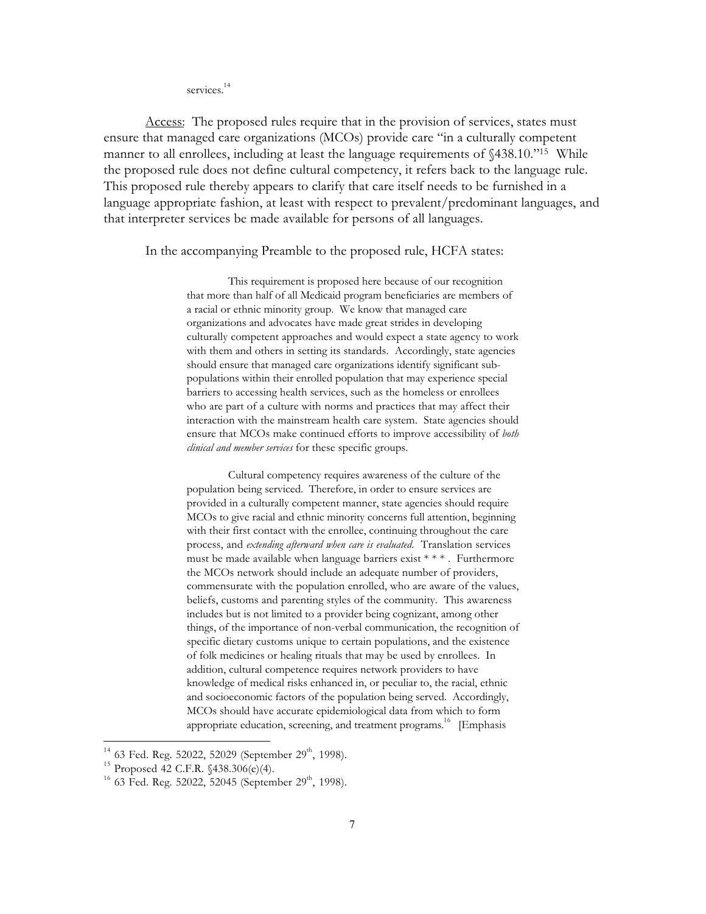services.[14]

<u>Access</u>: The proposed rules require that in the provision of services, states must ensure that managed care organizations (MCOs) provide care "in a culturally competent manner to all enrollees, including at least the language requirements of §438.10."[15] While the proposed rule does not define cultural competency, it refers back to the language rule. This proposed rule thereby appears to clarify that care itself needs to be furnished in a language appropriate fashion, at least with respect to prevalent/predominant languages, and that interpreter services be made available for persons of all languages.

In the accompanying Preamble to the proposed rule, HCFA states:

> This requirement is proposed here because of our recognition that more than half of all Medicaid program beneficiaries are members of a racial or ethnic minority group. We know that managed care organizations and advocates have made great strides in developing culturally competent approaches and would expect a state agency to work with them and others in setting its standards. Accordingly, state agencies should ensure that managed care organizations identify significant sub-populations within their enrolled population that may experience special barriers to accessing health services, such as the homeless or enrollees who are part of a culture with norms and practices that may affect their interaction with the mainstream health care system. State agencies should ensure that MCOs make continued efforts to improve accessibility of *both clinical and member services* for these specific groups.
>
> Cultural competency requires awareness of the culture of the population being serviced. Therefore, in order to ensure services are provided in a culturally competent manner, state agencies should require MCOs to give racial and ethnic minority concerns full attention, beginning with their first contact with the enrollee, continuing throughout the care process, and *extending afterward when care is evaluated*. Translation services must be made available when language barriers exist * * * . Furthermore the MCOs network should include an adequate number of providers, commensurate with the population enrolled, who are aware of the values, beliefs, customs and parenting styles of the community. This awareness includes but is not limited to a provider being cognizant, among other things, of the importance of non-verbal communication, the recognition of specific dietary customs unique to certain populations, and the existence of folk medicines or healing rituals that may be used by enrollees. In addition, cultural competence requires network providers to have knowledge of medical risks enhanced in, or peculiar to, the racial, ethnic and socioeconomic factors of the population being served. Accordingly, MCOs should have accurate epidemiological data from which to form appropriate education, screening, and treatment programs.[16] [Emphasis

[14] 63 Fed. Reg. 52022, 52029 (September 29th, 1998).

[15] Proposed 42 C.F.R. §438.306(e)(4).

[16] 63 Fed. Reg. 52022, 52045 (September 29th, 1998).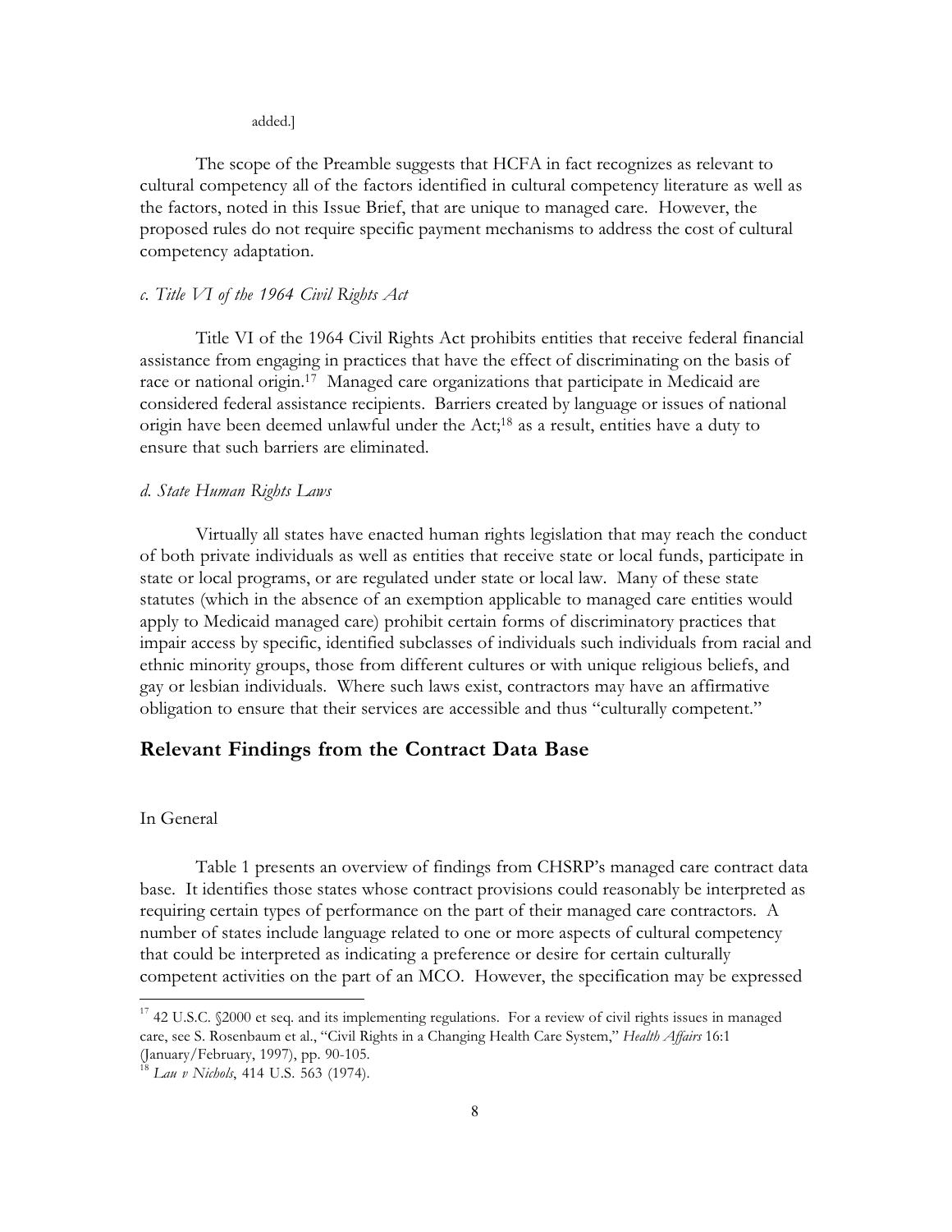added.]

The scope of the Preamble suggests that HCFA in fact recognizes as relevant to cultural competency all of the factors identified in cultural competency literature as well as the factors, noted in this Issue Brief, that are unique to managed care. However, the proposed rules do not require specific payment mechanisms to address the cost of cultural competency adaptation.

*c. Title VI of the 1964 Civil Rights Act*

Title VI of the 1964 Civil Rights Act prohibits entities that receive federal financial assistance from engaging in practices that have the effect of discriminating on the basis of race or national origin.[17] Managed care organizations that participate in Medicaid are considered federal assistance recipients. Barriers created by language or issues of national origin have been deemed unlawful under the Act;[18] as a result, entities have a duty to ensure that such barriers are eliminated.

*d. State Human Rights Laws*

Virtually all states have enacted human rights legislation that may reach the conduct of both private individuals as well as entities that receive state or local funds, participate in state or local programs, or are regulated under state or local law. Many of these state statutes (which in the absence of an exemption applicable to managed care entities would apply to Medicaid managed care) prohibit certain forms of discriminatory practices that impair access by specific, identified subclasses of individuals such individuals from racial and ethnic minority groups, those from different cultures or with unique religious beliefs, and gay or lesbian individuals. Where such laws exist, contractors may have an affirmative obligation to ensure that their services are accessible and thus "culturally competent."

## Relevant Findings from the Contract Data Base

In General

Table 1 presents an overview of findings from CHSRP's managed care contract data base. It identifies those states whose contract provisions could reasonably be interpreted as requiring certain types of performance on the part of their managed care contractors. A number of states include language related to one or more aspects of cultural competency that could be interpreted as indicating a preference or desire for certain culturally competent activities on the part of an MCO. However, the specification may be expressed

[17] 42 U.S.C. §2000 et seq. and its implementing regulations. For a review of civil rights issues in managed care, see S. Rosenbaum et al., "Civil Rights in a Changing Health Care System," *Health Affairs* 16:1 (January/February, 1997), pp. 90-105.

[18] *Lau v Nichols*, 414 U.S. 563 (1974).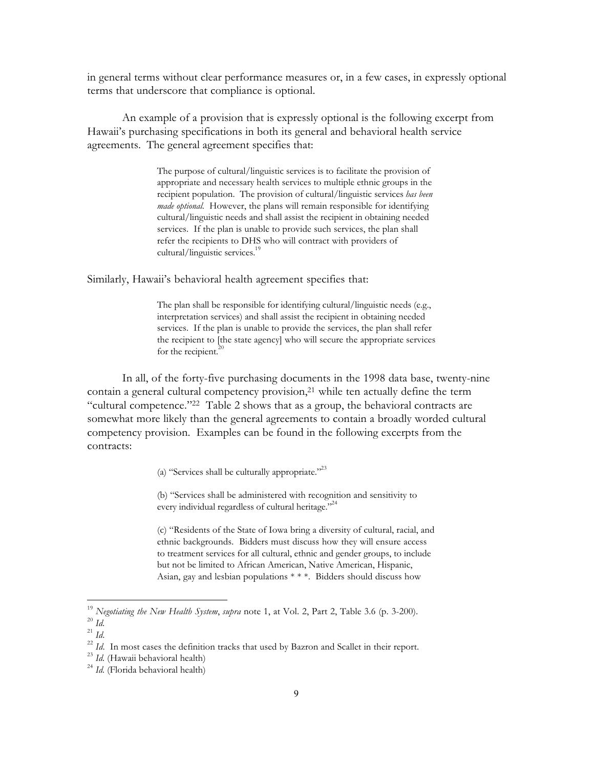in general terms without clear performance measures or, in a few cases, in expressly optional terms that underscore that compliance is optional.

An example of a provision that is expressly optional is the following excerpt from Hawaii's purchasing specifications in both its general and behavioral health service agreements. The general agreement specifies that:

> The purpose of cultural/linguistic services is to facilitate the provision of appropriate and necessary health services to multiple ethnic groups in the recipient population. The provision of cultural/linguistic services *has been made optional*. However, the plans will remain responsible for identifying cultural/linguistic needs and shall assist the recipient in obtaining needed services. If the plan is unable to provide such services, the plan shall refer the recipients to DHS who will contract with providers of cultural/linguistic services.[19]

Similarly, Hawaii's behavioral health agreement specifies that:

> The plan shall be responsible for identifying cultural/linguistic needs (e.g., interpretation services) and shall assist the recipient in obtaining needed services. If the plan is unable to provide the services, the plan shall refer the recipient to [the state agency] who will secure the appropriate services for the recipient.[20]

In all, of the forty-five purchasing documents in the 1998 data base, twenty-nine contain a general cultural competency provision,[21] while ten actually define the term "cultural competence."[22] Table 2 shows that as a group, the behavioral contracts are somewhat more likely than the general agreements to contain a broadly worded cultural competency provision. Examples can be found in the following excerpts from the contracts:

> (a) "Services shall be culturally appropriate."[23]
>
> (b) "Services shall be administered with recognition and sensitivity to every individual regardless of cultural heritage."[24]
>
> (c) "Residents of the State of Iowa bring a diversity of cultural, racial, and ethnic backgrounds. Bidders must discuss how they will ensure access to treatment services for all cultural, ethnic and gender groups, to include but not be limited to African American, Native American, Hispanic, Asian, gay and lesbian populations * * *. Bidders should discuss how

---

[19] *Negotiating the New Health System*, *supra* note 1, at Vol. 2, Part 2, Table 3.6 (p. 3-200).

[20] *Id.*

[21] *Id.*

[22] *Id.* In most cases the definition tracks that used by Bazron and Scallet in their report.

[23] *Id.* (Hawaii behavioral health)

[24] *Id.* (Florida behavioral health)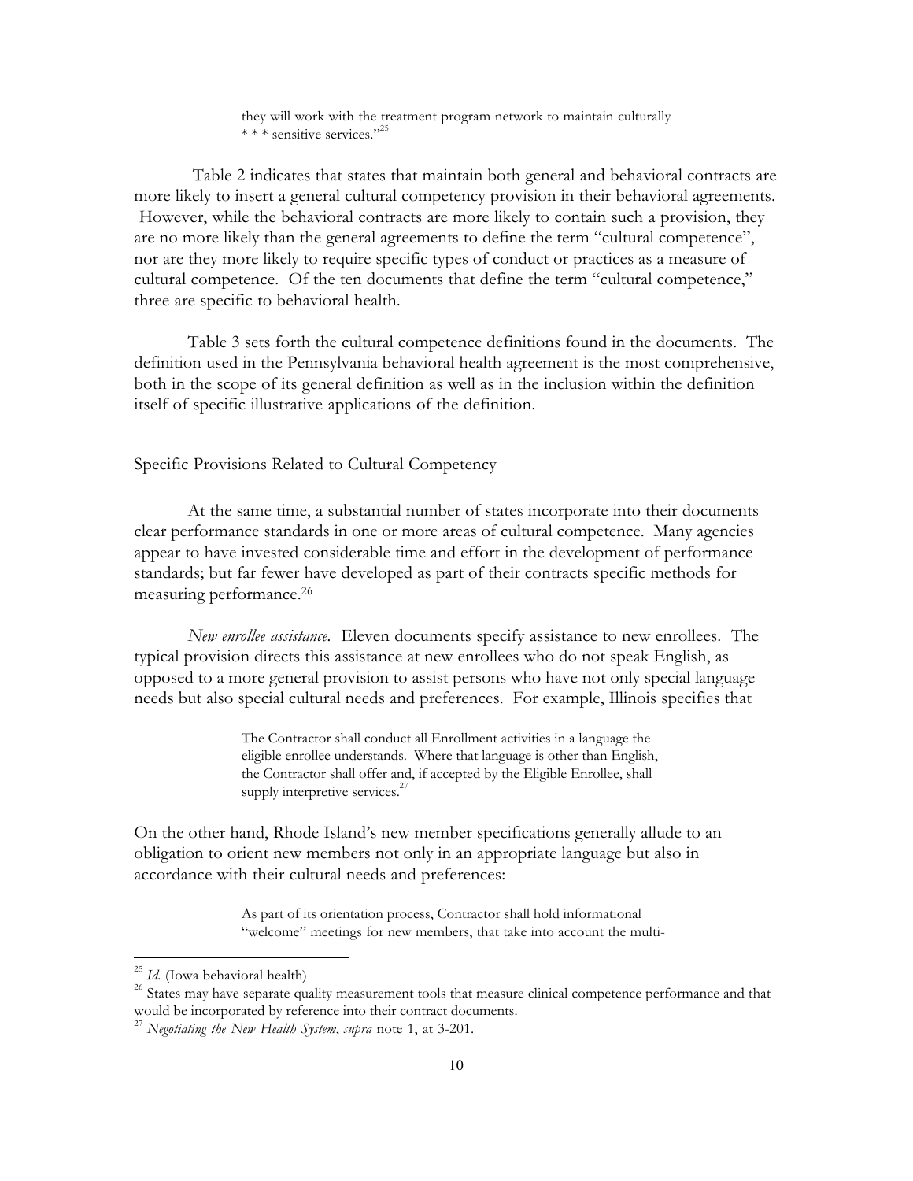> they will work with the treatment program network to maintain culturally * * * sensitive services."[25]

Table 2 indicates that states that maintain both general and behavioral contracts are more likely to insert a general cultural competency provision in their behavioral agreements. However, while the behavioral contracts are more likely to contain such a provision, they are no more likely than the general agreements to define the term "cultural competence", nor are they more likely to require specific types of conduct or practices as a measure of cultural competence. Of the ten documents that define the term "cultural competence," three are specific to behavioral health.

Table 3 sets forth the cultural competence definitions found in the documents. The definition used in the Pennsylvania behavioral health agreement is the most comprehensive, both in the scope of its general definition as well as in the inclusion within the definition itself of specific illustrative applications of the definition.

## Specific Provisions Related to Cultural Competency

At the same time, a substantial number of states incorporate into their documents clear performance standards in one or more areas of cultural competence. Many agencies appear to have invested considerable time and effort in the development of performance standards; but far fewer have developed as part of their contracts specific methods for measuring performance.[26]

*New enrollee assistance.* Eleven documents specify assistance to new enrollees. The typical provision directs this assistance at new enrollees who do not speak English, as opposed to a more general provision to assist persons who have not only special language needs but also special cultural needs and preferences. For example, Illinois specifies that

> The Contractor shall conduct all Enrollment activities in a language the eligible enrollee understands. Where that language is other than English, the Contractor shall offer and, if accepted by the Eligible Enrollee, shall supply interpretive services.[27]

On the other hand, Rhode Island's new member specifications generally allude to an obligation to orient new members not only in an appropriate language but also in accordance with their cultural needs and preferences:

> As part of its orientation process, Contractor shall hold informational "welcome" meetings for new members, that take into account the multi-

---

[25] *Id.* (Iowa behavioral health)

[26] States may have separate quality measurement tools that measure clinical competence performance and that would be incorporated by reference into their contract documents.

[27] *Negotiating the New Health System*, *supra* note 1, at 3-201.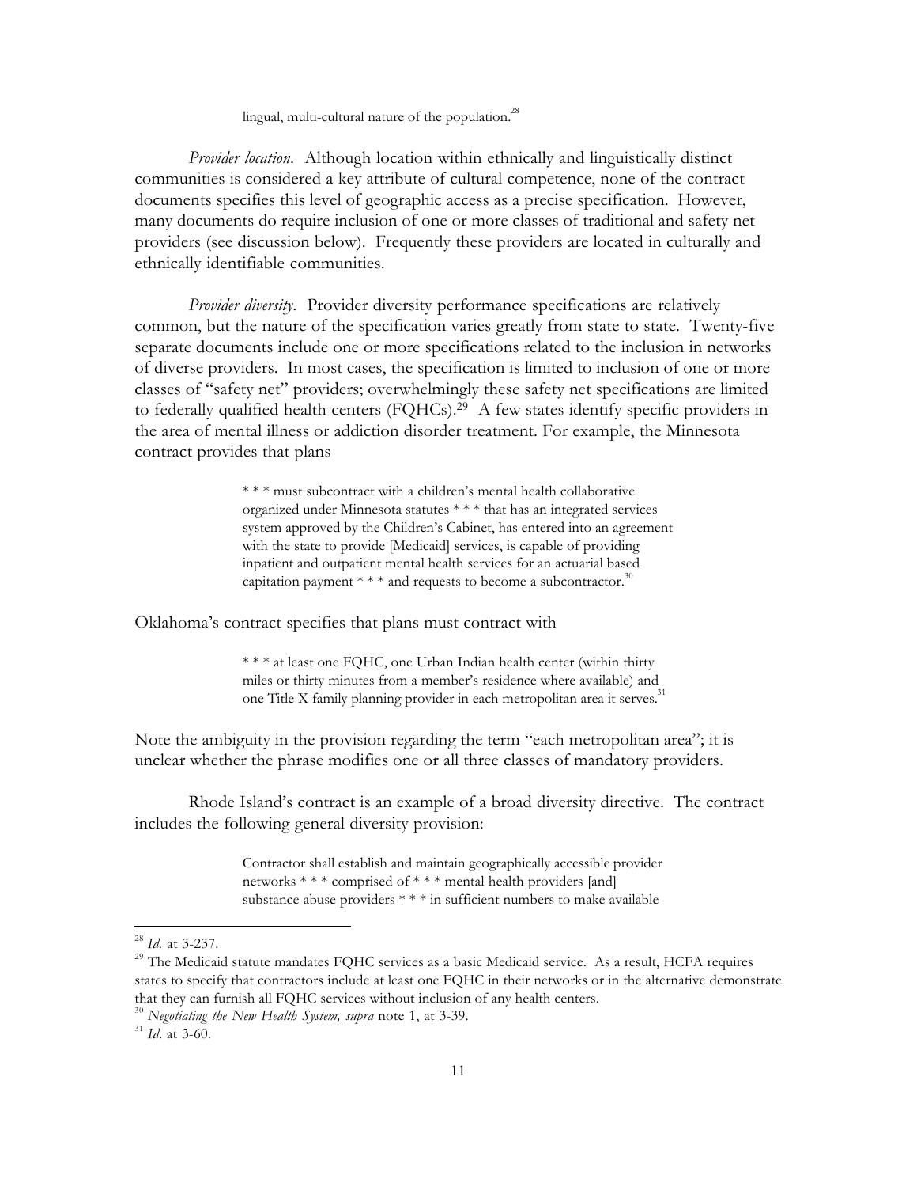> lingual, multi-cultural nature of the population.[28]

*Provider location.* Although location within ethnically and linguistically distinct communities is considered a key attribute of cultural competence, none of the contract documents specifies this level of geographic access as a precise specification. However, many documents do require inclusion of one or more classes of traditional and safety net providers (see discussion below). Frequently these providers are located in culturally and ethnically identifiable communities.

*Provider diversity.* Provider diversity performance specifications are relatively common, but the nature of the specification varies greatly from state to state. Twenty-five separate documents include one or more specifications related to the inclusion in networks of diverse providers. In most cases, the specification is limited to inclusion of one or more classes of "safety net" providers; overwhelmingly these safety net specifications are limited to federally qualified health centers (FQHCs).[29] A few states identify specific providers in the area of mental illness or addiction disorder treatment. For example, the Minnesota contract provides that plans

> * * * must subcontract with a children's mental health collaborative organized under Minnesota statutes * * * that has an integrated services system approved by the Children's Cabinet, has entered into an agreement with the state to provide [Medicaid] services, is capable of providing inpatient and outpatient mental health services for an actuarial based capitation payment * * * and requests to become a subcontractor.[30]

Oklahoma's contract specifies that plans must contract with

> * * * at least one FQHC, one Urban Indian health center (within thirty miles or thirty minutes from a member's residence where available) and one Title X family planning provider in each metropolitan area it serves.[31]

Note the ambiguity in the provision regarding the term "each metropolitan area"; it is unclear whether the phrase modifies one or all three classes of mandatory providers.

Rhode Island's contract is an example of a broad diversity directive. The contract includes the following general diversity provision:

> Contractor shall establish and maintain geographically accessible provider networks * * * comprised of * * * mental health providers [and] substance abuse providers * * * in sufficient numbers to make available

---

[28] *Id.* at 3-237.

[29] The Medicaid statute mandates FQHC services as a basic Medicaid service. As a result, HCFA requires states to specify that contractors include at least one FQHC in their networks or in the alternative demonstrate that they can furnish all FQHC services without inclusion of any health centers.

[30] *Negotiating the New Health System, supra* note 1, at 3-39.

[31] *Id.* at 3-60.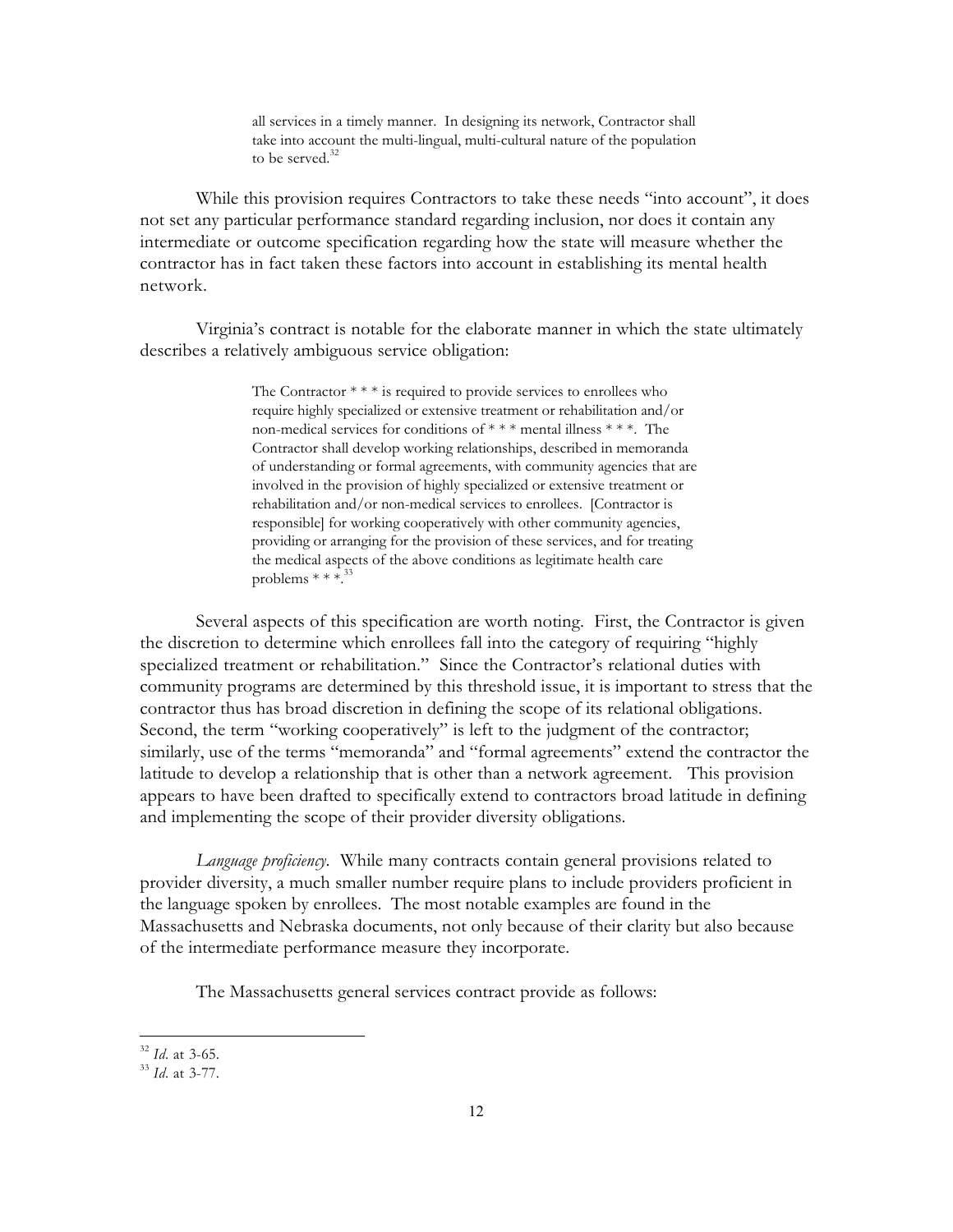> all services in a timely manner. In designing its network, Contractor shall take into account the multi-lingual, multi-cultural nature of the population to be served.[32]

While this provision requires Contractors to take these needs "into account", it does not set any particular performance standard regarding inclusion, nor does it contain any intermediate or outcome specification regarding how the state will measure whether the contractor has in fact taken these factors into account in establishing its mental health network.

Virginia's contract is notable for the elaborate manner in which the state ultimately describes a relatively ambiguous service obligation:

> The Contractor * * * is required to provide services to enrollees who require highly specialized or extensive treatment or rehabilitation and/or non-medical services for conditions of * * * mental illness * * *. The Contractor shall develop working relationships, described in memoranda of understanding or formal agreements, with community agencies that are involved in the provision of highly specialized or extensive treatment or rehabilitation and/or non-medical services to enrollees. [Contractor is responsible] for working cooperatively with other community agencies, providing or arranging for the provision of these services, and for treating the medical aspects of the above conditions as legitimate health care problems * * *.[33]

Several aspects of this specification are worth noting. First, the Contractor is given the discretion to determine which enrollees fall into the category of requiring "highly specialized treatment or rehabilitation." Since the Contractor's relational duties with community programs are determined by this threshold issue, it is important to stress that the contractor thus has broad discretion in defining the scope of its relational obligations. Second, the term "working cooperatively" is left to the judgment of the contractor; similarly, use of the terms "memoranda" and "formal agreements" extend the contractor the latitude to develop a relationship that is other than a network agreement. This provision appears to have been drafted to specifically extend to contractors broad latitude in defining and implementing the scope of their provider diversity obligations.

*Language proficiency.* While many contracts contain general provisions related to provider diversity, a much smaller number require plans to include providers proficient in the language spoken by enrollees. The most notable examples are found in the Massachusetts and Nebraska documents, not only because of their clarity but also because of the intermediate performance measure they incorporate.

The Massachusetts general services contract provide as follows:

---

[32] *Id.* at 3-65.

[33] *Id.* at 3-77.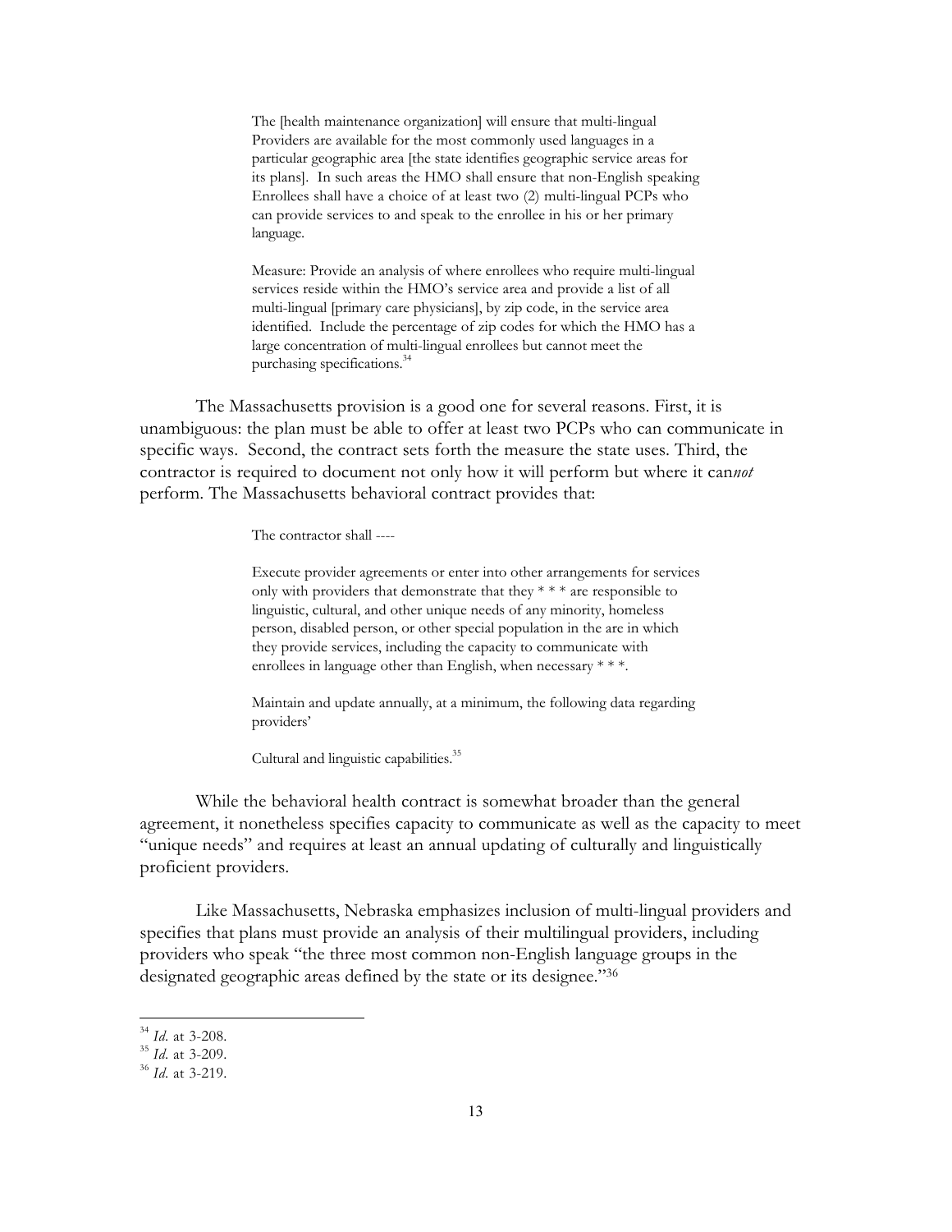> The [health maintenance organization] will ensure that multi-lingual Providers are available for the most commonly used languages in a particular geographic area [the state identifies geographic service areas for its plans]. In such areas the HMO shall ensure that non-English speaking Enrollees shall have a choice of at least two (2) multi-lingual PCPs who can provide services to and speak to the enrollee in his or her primary language.
>
> Measure: Provide an analysis of where enrollees who require multi-lingual services reside within the HMO's service area and provide a list of all multi-lingual [primary care physicians], by zip code, in the service area identified. Include the percentage of zip codes for which the HMO has a large concentration of multi-lingual enrollees but cannot meet the purchasing specifications.[34]

The Massachusetts provision is a good one for several reasons. First, it is unambiguous: the plan must be able to offer at least two PCPs who can communicate in specific ways. Second, the contract sets forth the measure the state uses. Third, the contractor is required to document not only how it will perform but where it can*not* perform. The Massachusetts behavioral contract provides that:

> The contractor shall ----
>
> Execute provider agreements or enter into other arrangements for services only with providers that demonstrate that they * * * are responsible to linguistic, cultural, and other unique needs of any minority, homeless person, disabled person, or other special population in the are in which they provide services, including the capacity to communicate with enrollees in language other than English, when necessary * * *.
>
> Maintain and update annually, at a minimum, the following data regarding providers'
>
> Cultural and linguistic capabilities.[35]

While the behavioral health contract is somewhat broader than the general agreement, it nonetheless specifies capacity to communicate as well as the capacity to meet "unique needs" and requires at least an annual updating of culturally and linguistically proficient providers.

Like Massachusetts, Nebraska emphasizes inclusion of multi-lingual providers and specifies that plans must provide an analysis of their multilingual providers, including providers who speak "the three most common non-English language groups in the designated geographic areas defined by the state or its designee."[36]

---

[34] *Id.* at 3-208.
[35] *Id.* at 3-209.
[36] *Id.* at 3-219.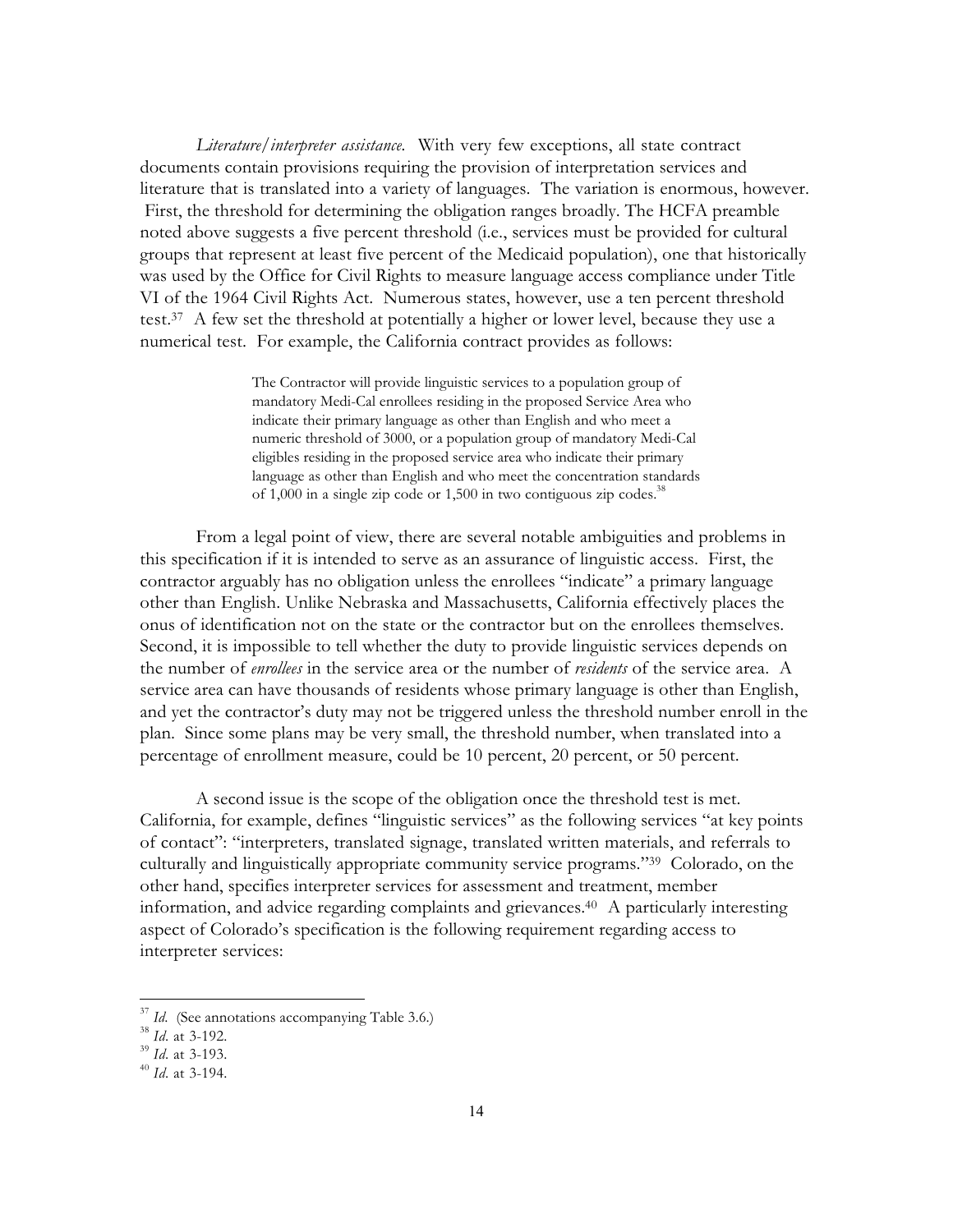*Literature/interpreter assistance.* With very few exceptions, all state contract documents contain provisions requiring the provision of interpretation services and literature that is translated into a variety of languages. The variation is enormous, however. First, the threshold for determining the obligation ranges broadly. The HCFA preamble noted above suggests a five percent threshold (i.e., services must be provided for cultural groups that represent at least five percent of the Medicaid population), one that historically was used by the Office for Civil Rights to measure language access compliance under Title VI of the 1964 Civil Rights Act. Numerous states, however, use a ten percent threshold test.[37] A few set the threshold at potentially a higher or lower level, because they use a numerical test. For example, the California contract provides as follows:

> The Contractor will provide linguistic services to a population group of mandatory Medi-Cal enrollees residing in the proposed Service Area who indicate their primary language as other than English and who meet a numeric threshold of 3000, or a population group of mandatory Medi-Cal eligibles residing in the proposed service area who indicate their primary language as other than English and who meet the concentration standards of 1,000 in a single zip code or 1,500 in two contiguous zip codes.[38]

From a legal point of view, there are several notable ambiguities and problems in this specification if it is intended to serve as an assurance of linguistic access. First, the contractor arguably has no obligation unless the enrollees "indicate" a primary language other than English. Unlike Nebraska and Massachusetts, California effectively places the onus of identification not on the state or the contractor but on the enrollees themselves. Second, it is impossible to tell whether the duty to provide linguistic services depends on the number of *enrollees* in the service area or the number of *residents* of the service area. A service area can have thousands of residents whose primary language is other than English, and yet the contractor's duty may not be triggered unless the threshold number enroll in the plan. Since some plans may be very small, the threshold number, when translated into a percentage of enrollment measure, could be 10 percent, 20 percent, or 50 percent.

A second issue is the scope of the obligation once the threshold test is met. California, for example, defines "linguistic services" as the following services "at key points of contact": "interpreters, translated signage, translated written materials, and referrals to culturally and linguistically appropriate community service programs."[39] Colorado, on the other hand, specifies interpreter services for assessment and treatment, member information, and advice regarding complaints and grievances.[40] A particularly interesting aspect of Colorado's specification is the following requirement regarding access to interpreter services:

---

[37] *Id.* (See annotations accompanying Table 3.6.)
[38] *Id.* at 3-192.
[39] *Id.* at 3-193.
[40] *Id.* at 3-194.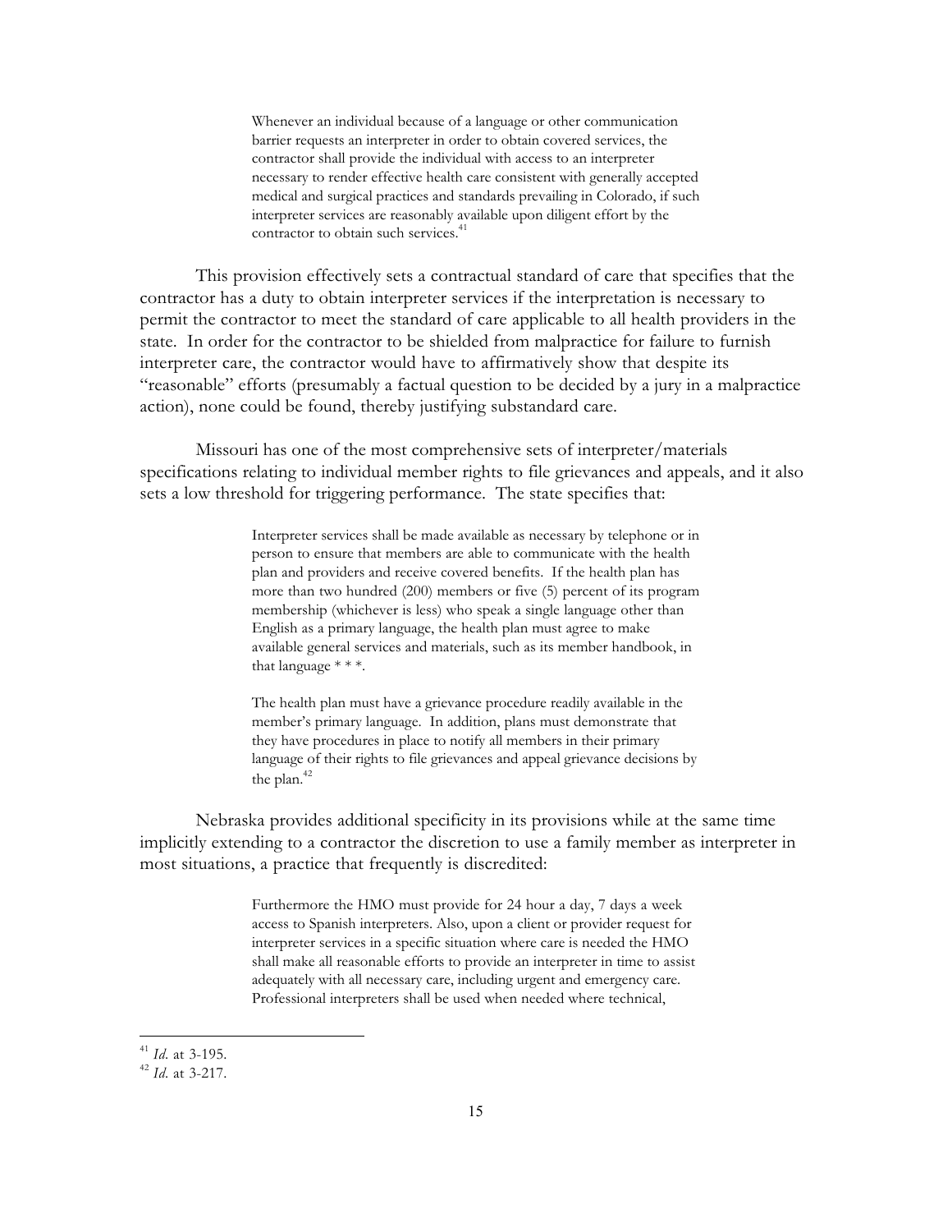> Whenever an individual because of a language or other communication barrier requests an interpreter in order to obtain covered services, the contractor shall provide the individual with access to an interpreter necessary to render effective health care consistent with generally accepted medical and surgical practices and standards prevailing in Colorado, if such interpreter services are reasonably available upon diligent effort by the contractor to obtain such services.[41]

This provision effectively sets a contractual standard of care that specifies that the contractor has a duty to obtain interpreter services if the interpretation is necessary to permit the contractor to meet the standard of care applicable to all health providers in the state. In order for the contractor to be shielded from malpractice for failure to furnish interpreter care, the contractor would have to affirmatively show that despite its "reasonable" efforts (presumably a factual question to be decided by a jury in a malpractice action), none could be found, thereby justifying substandard care.

Missouri has one of the most comprehensive sets of interpreter/materials specifications relating to individual member rights to file grievances and appeals, and it also sets a low threshold for triggering performance. The state specifies that:

> Interpreter services shall be made available as necessary by telephone or in person to ensure that members are able to communicate with the health plan and providers and receive covered benefits. If the health plan has more than two hundred (200) members or five (5) percent of its program membership (whichever is less) who speak a single language other than English as a primary language, the health plan must agree to make available general services and materials, such as its member handbook, in that language * * *.
>
> The health plan must have a grievance procedure readily available in the member's primary language. In addition, plans must demonstrate that they have procedures in place to notify all members in their primary language of their rights to file grievances and appeal grievance decisions by the plan.[42]

Nebraska provides additional specificity in its provisions while at the same time implicitly extending to a contractor the discretion to use a family member as interpreter in most situations, a practice that frequently is discredited:

> Furthermore the HMO must provide for 24 hour a day, 7 days a week access to Spanish interpreters. Also, upon a client or provider request for interpreter services in a specific situation where care is needed the HMO shall make all reasonable efforts to provide an interpreter in time to assist adequately with all necessary care, including urgent and emergency care. Professional interpreters shall be used when needed where technical,

---

[41] *Id.* at 3-195.

[42] *Id.* at 3-217.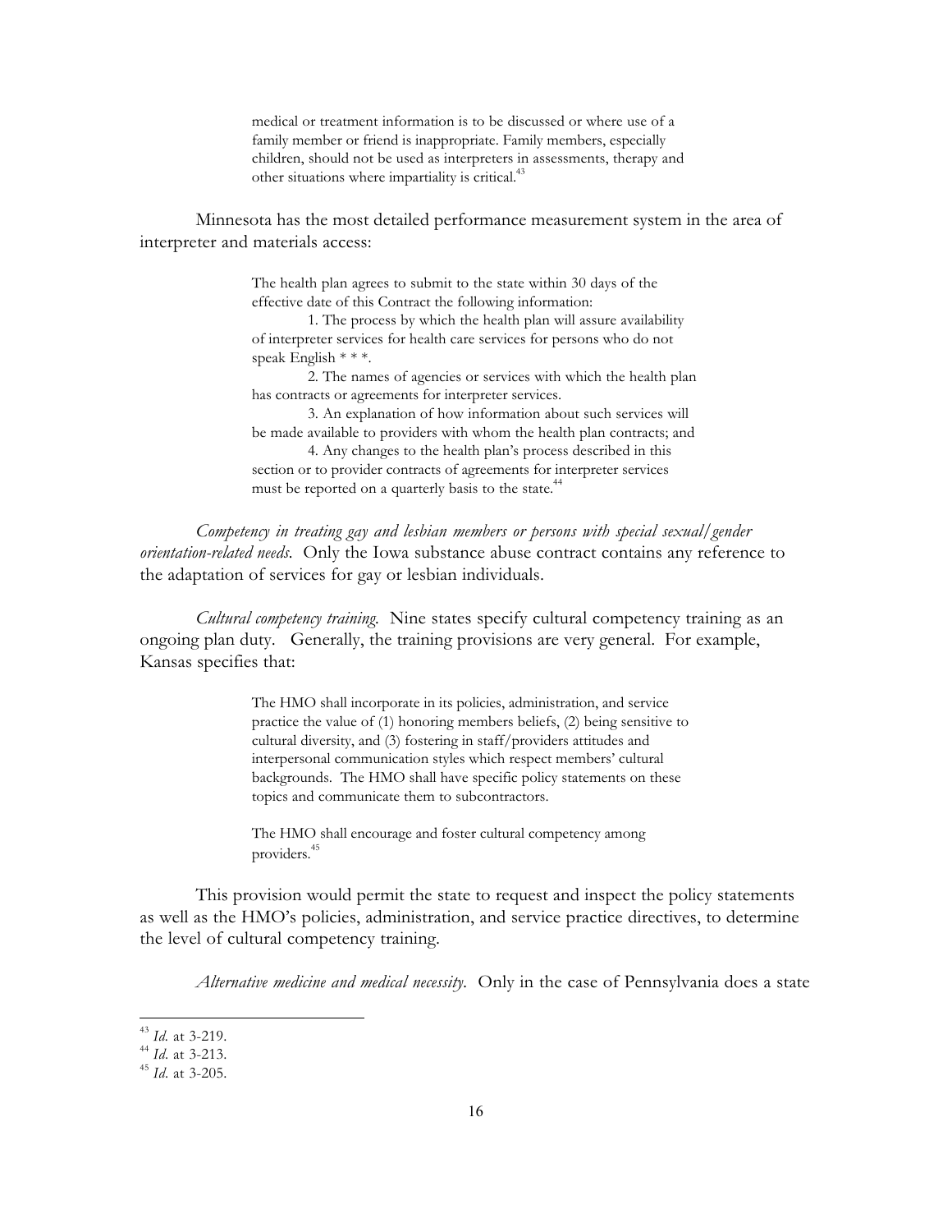> medical or treatment information is to be discussed or where use of a family member or friend is inappropriate. Family members, especially children, should not be used as interpreters in assessments, therapy and other situations where impartiality is critical.[43]

Minnesota has the most detailed performance measurement system in the area of interpreter and materials access:

> The health plan agrees to submit to the state within 30 days of the effective date of this Contract the following information:
>
> 1. The process by which the health plan will assure availability of interpreter services for health care services for persons who do not speak English * * *.
>
> 2. The names of agencies or services with which the health plan has contracts or agreements for interpreter services.
>
> 3. An explanation of how information about such services will be made available to providers with whom the health plan contracts; and
>
> 4. Any changes to the health plan's process described in this section or to provider contracts of agreements for interpreter services must be reported on a quarterly basis to the state.[44]

*Competency in treating gay and lesbian members or persons with special sexual/gender orientation-related needs.* Only the Iowa substance abuse contract contains any reference to the adaptation of services for gay or lesbian individuals.

*Cultural competency training.* Nine states specify cultural competency training as an ongoing plan duty. Generally, the training provisions are very general. For example, Kansas specifies that:

> The HMO shall incorporate in its policies, administration, and service practice the value of (1) honoring members beliefs, (2) being sensitive to cultural diversity, and (3) fostering in staff/providers attitudes and interpersonal communication styles which respect members' cultural backgrounds. The HMO shall have specific policy statements on these topics and communicate them to subcontractors.
>
> The HMO shall encourage and foster cultural competency among providers.[45]

This provision would permit the state to request and inspect the policy statements as well as the HMO's policies, administration, and service practice directives, to determine the level of cultural competency training.

*Alternative medicine and medical necessity.* Only in the case of Pennsylvania does a state

---

[43] *Id.* at 3-219.

[44] *Id.* at 3-213.

[45] *Id.* at 3-205.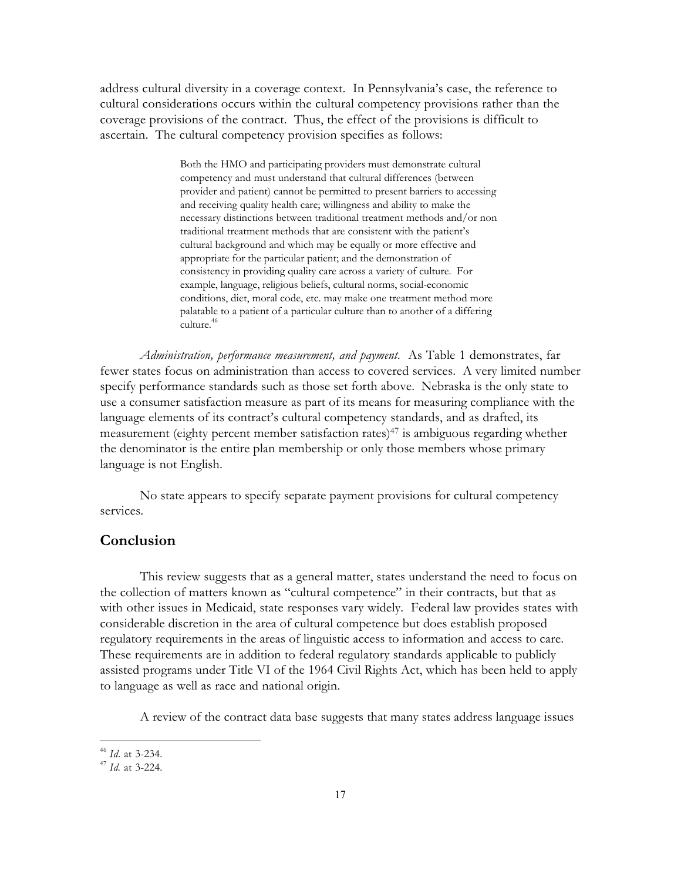address cultural diversity in a coverage context. In Pennsylvania's case, the reference to cultural considerations occurs within the cultural competency provisions rather than the coverage provisions of the contract. Thus, the effect of the provisions is difficult to ascertain. The cultural competency provision specifies as follows:

> Both the HMO and participating providers must demonstrate cultural competency and must understand that cultural differences (between provider and patient) cannot be permitted to present barriers to accessing and receiving quality health care; willingness and ability to make the necessary distinctions between traditional treatment methods and/or non traditional treatment methods that are consistent with the patient's cultural background and which may be equally or more effective and appropriate for the particular patient; and the demonstration of consistency in providing quality care across a variety of culture. For example, language, religious beliefs, cultural norms, social-economic conditions, diet, moral code, etc. may make one treatment method more palatable to a patient of a particular culture than to another of a differing culture.[46]

*Administration, performance measurement, and payment.* As Table 1 demonstrates, far fewer states focus on administration than access to covered services. A very limited number specify performance standards such as those set forth above. Nebraska is the only state to use a consumer satisfaction measure as part of its means for measuring compliance with the language elements of its contract's cultural competency standards, and as drafted, its measurement (eighty percent member satisfaction rates)[47] is ambiguous regarding whether the denominator is the entire plan membership or only those members whose primary language is not English.

No state appears to specify separate payment provisions for cultural competency services.

## Conclusion

This review suggests that as a general matter, states understand the need to focus on the collection of matters known as "cultural competence" in their contracts, but that as with other issues in Medicaid, state responses vary widely. Federal law provides states with considerable discretion in the area of cultural competence but does establish proposed regulatory requirements in the areas of linguistic access to information and access to care. These requirements are in addition to federal regulatory standards applicable to publicly assisted programs under Title VI of the 1964 Civil Rights Act, which has been held to apply to language as well as race and national origin.

A review of the contract data base suggests that many states address language issues

---

[46] *Id.* at 3-234.

[47] *Id.* at 3-224.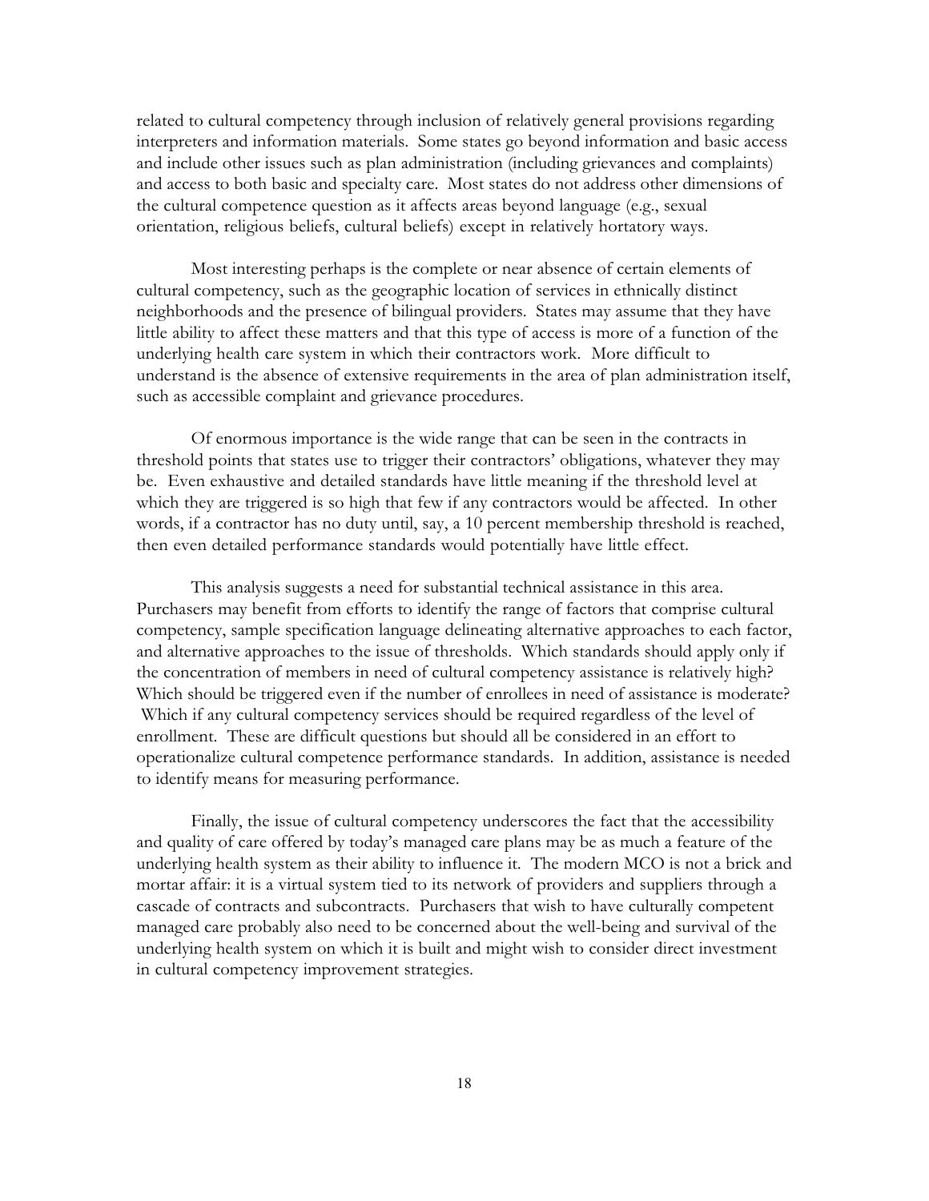related to cultural competency through inclusion of relatively general provisions regarding interpreters and information materials. Some states go beyond information and basic access and include other issues such as plan administration (including grievances and complaints) and access to both basic and specialty care. Most states do not address other dimensions of the cultural competence question as it affects areas beyond language (e.g., sexual orientation, religious beliefs, cultural beliefs) except in relatively hortatory ways.

Most interesting perhaps is the complete or near absence of certain elements of cultural competency, such as the geographic location of services in ethnically distinct neighborhoods and the presence of bilingual providers. States may assume that they have little ability to affect these matters and that this type of access is more of a function of the underlying health care system in which their contractors work. More difficult to understand is the absence of extensive requirements in the area of plan administration itself, such as accessible complaint and grievance procedures.

Of enormous importance is the wide range that can be seen in the contracts in threshold points that states use to trigger their contractors' obligations, whatever they may be. Even exhaustive and detailed standards have little meaning if the threshold level at which they are triggered is so high that few if any contractors would be affected. In other words, if a contractor has no duty until, say, a 10 percent membership threshold is reached, then even detailed performance standards would potentially have little effect.

This analysis suggests a need for substantial technical assistance in this area. Purchasers may benefit from efforts to identify the range of factors that comprise cultural competency, sample specification language delineating alternative approaches to each factor, and alternative approaches to the issue of thresholds. Which standards should apply only if the concentration of members in need of cultural competency assistance is relatively high? Which should be triggered even if the number of enrollees in need of assistance is moderate? Which if any cultural competency services should be required regardless of the level of enrollment. These are difficult questions but should all be considered in an effort to operationalize cultural competence performance standards. In addition, assistance is needed to identify means for measuring performance.

Finally, the issue of cultural competency underscores the fact that the accessibility and quality of care offered by today's managed care plans may be as much a feature of the underlying health system as their ability to influence it. The modern MCO is not a brick and mortar affair: it is a virtual system tied to its network of providers and suppliers through a cascade of contracts and subcontracts. Purchasers that wish to have culturally competent managed care probably also need to be concerned about the well-being and survival of the underlying health system on which it is built and might wish to consider direct investment in cultural competency improvement strategies.